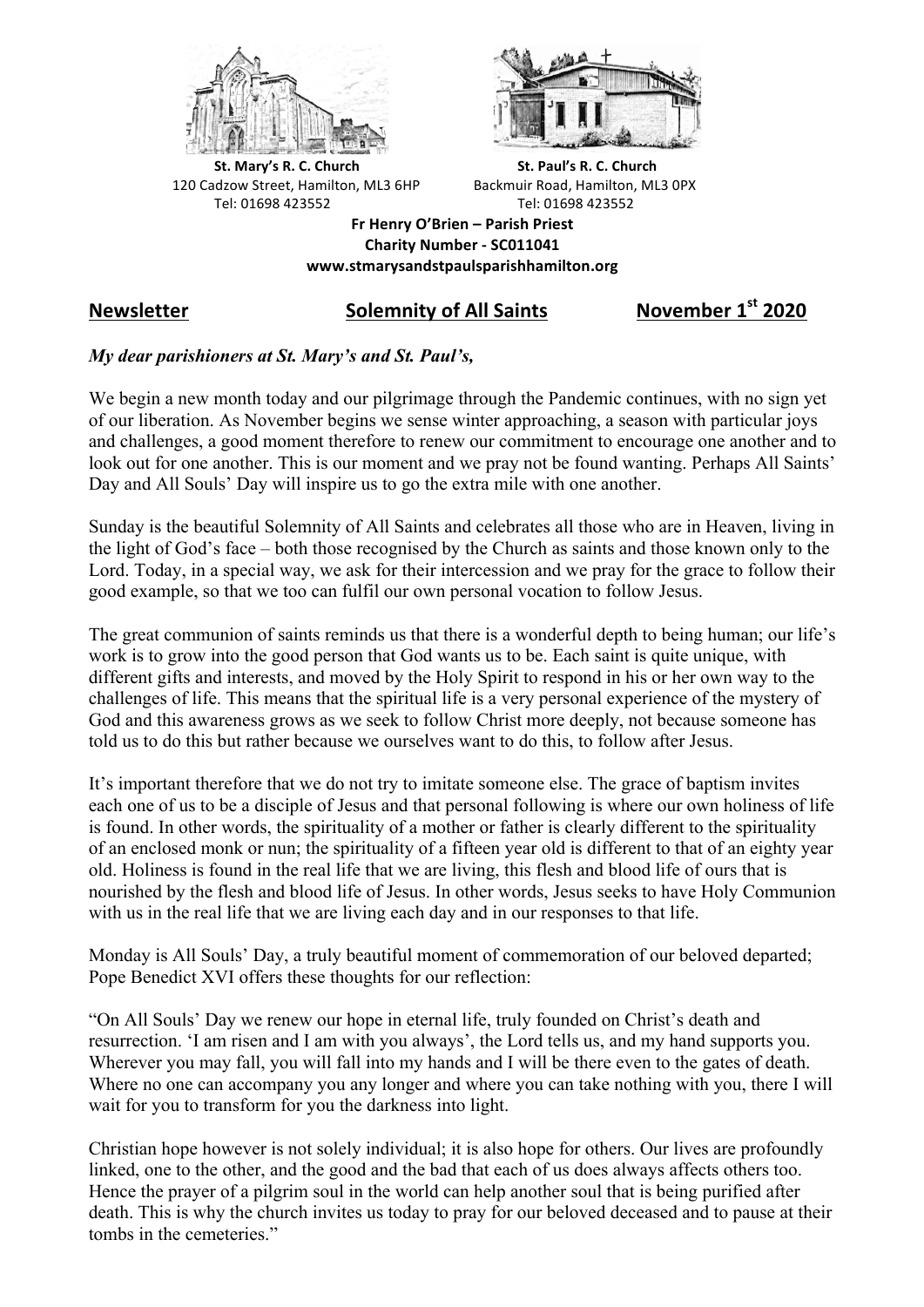**St. Mary's R. C. Church**
120 Cadzow Street, Hamilton, ML3 6HP
Tel: 01698 423552

**St. Paul's R. C. Church**
Backmuir Road, Hamilton, ML3 0PX
Tel: 01698 423552

**Fr Henry O'Brien – Parish Priest**
**Charity Number - SC011041**
**www.stmarysandstpaulsparishhamilton.org**

## <u>Newsletter</u> <u>Solemnity of All Saints</u> <u>November 1st 2020</u>

***My dear parishioners at St. Mary's and St. Paul's,***

We begin a new month today and our pilgrimage through the Pandemic continues, with no sign yet of our liberation. As November begins we sense winter approaching, a season with particular joys and challenges, a good moment therefore to renew our commitment to encourage one another and to look out for one another. This is our moment and we pray not be found wanting. Perhaps All Saints' Day and All Souls' Day will inspire us to go the extra mile with one another.

Sunday is the beautiful Solemnity of All Saints and celebrates all those who are in Heaven, living in the light of God's face – both those recognised by the Church as saints and those known only to the Lord. Today, in a special way, we ask for their intercession and we pray for the grace to follow their good example, so that we too can fulfil our own personal vocation to follow Jesus.

The great communion of saints reminds us that there is a wonderful depth to being human; our life's work is to grow into the good person that God wants us to be. Each saint is quite unique, with different gifts and interests, and moved by the Holy Spirit to respond in his or her own way to the challenges of life. This means that the spiritual life is a very personal experience of the mystery of God and this awareness grows as we seek to follow Christ more deeply, not because someone has told us to do this but rather because we ourselves want to do this, to follow after Jesus.

It's important therefore that we do not try to imitate someone else. The grace of baptism invites each one of us to be a disciple of Jesus and that personal following is where our own holiness of life is found. In other words, the spirituality of a mother or father is clearly different to the spirituality of an enclosed monk or nun; the spirituality of a fifteen year old is different to that of an eighty year old. Holiness is found in the real life that we are living, this flesh and blood life of ours that is nourished by the flesh and blood life of Jesus. In other words, Jesus seeks to have Holy Communion with us in the real life that we are living each day and in our responses to that life.

Monday is All Souls' Day, a truly beautiful moment of commemoration of our beloved departed; Pope Benedict XVI offers these thoughts for our reflection:

"On All Souls' Day we renew our hope in eternal life, truly founded on Christ's death and resurrection. 'I am risen and I am with you always', the Lord tells us, and my hand supports you. Wherever you may fall, you will fall into my hands and I will be there even to the gates of death. Where no one can accompany you any longer and where you can take nothing with you, there I will wait for you to transform for you the darkness into light.

Christian hope however is not solely individual; it is also hope for others. Our lives are profoundly linked, one to the other, and the good and the bad that each of us does always affects others too. Hence the prayer of a pilgrim soul in the world can help another soul that is being purified after death. This is why the church invites us today to pray for our beloved deceased and to pause at their tombs in the cemeteries."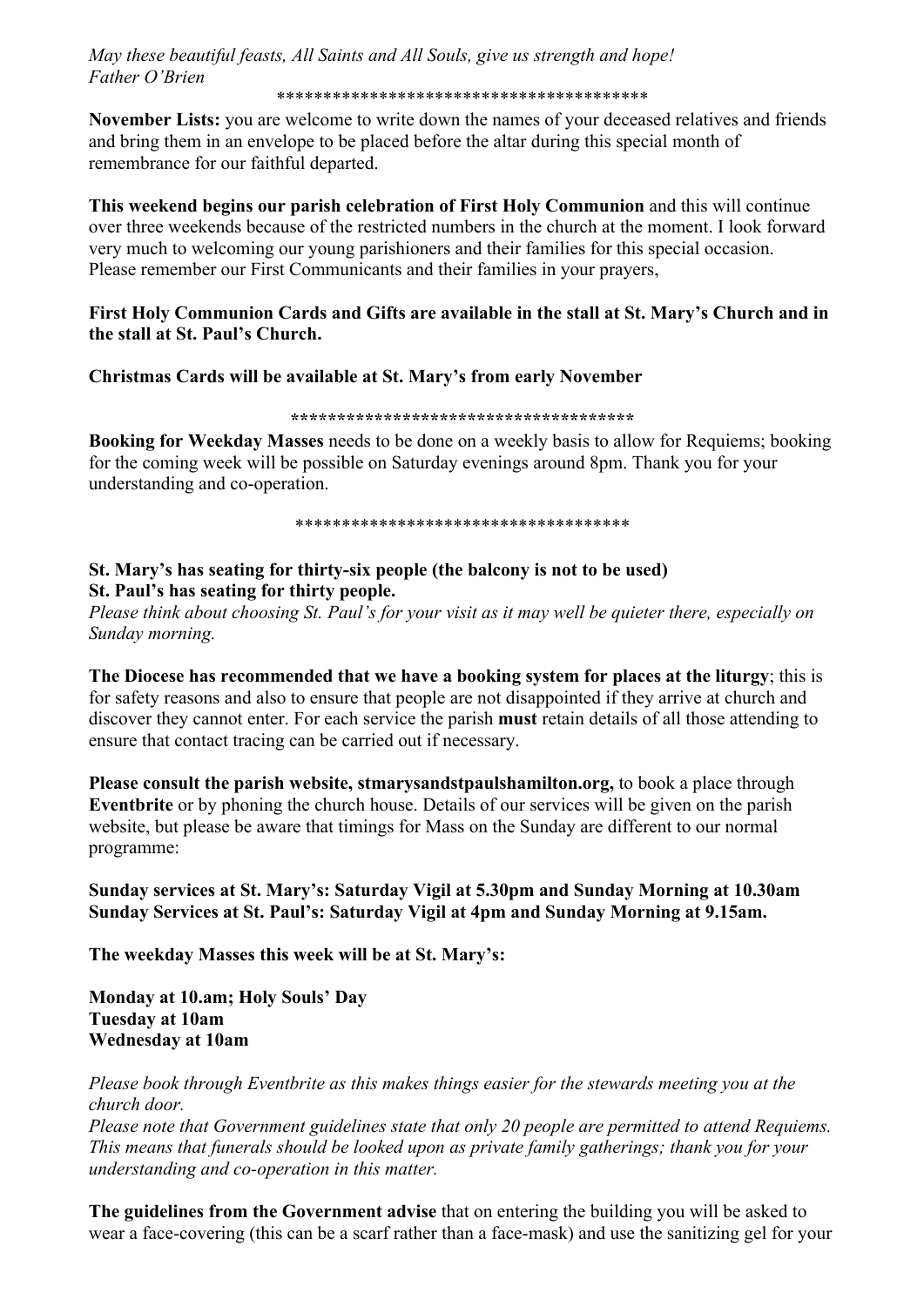*May these beautiful feasts, All Saints and All Souls, give us strength and hope!*
*Father O'Brien*

****************************************

**November Lists:** you are welcome to write down the names of your deceased relatives and friends and bring them in an envelope to be placed before the altar during this special month of remembrance for our faithful departed.

**This weekend begins our parish celebration of First Holy Communion** and this will continue over three weekends because of the restricted numbers in the church at the moment. I look forward very much to welcoming our young parishioners and their families for this special occasion. Please remember our First Communicants and their families in your prayers,

**First Holy Communion Cards and Gifts are available in the stall at St. Mary's Church and in the stall at St. Paul's Church.**

**Christmas Cards will be available at St. Mary's from early November**

**************************************

**Booking for Weekday Masses** needs to be done on a weekly basis to allow for Requiems; booking for the coming week will be possible on Saturday evenings around 8pm. Thank you for your understanding and co-operation.

************************************

**St. Mary's has seating for thirty-six people (the balcony is not to be used)**
**St. Paul's has seating for thirty people.**

*Please think about choosing St. Paul's for your visit as it may well be quieter there, especially on Sunday morning.*

**The Diocese has recommended that we have a booking system for places at the liturgy**; this is for safety reasons and also to ensure that people are not disappointed if they arrive at church and discover they cannot enter. For each service the parish **must** retain details of all those attending to ensure that contact tracing can be carried out if necessary.

**Please consult the parish website, stmarysandstpaulshamilton.org,** to book a place through **Eventbrite** or by phoning the church house. Details of our services will be given on the parish website, but please be aware that timings for Mass on the Sunday are different to our normal programme:

**Sunday services at St. Mary's: Saturday Vigil at 5.30pm and Sunday Morning at 10.30am**
**Sunday Services at St. Paul's: Saturday Vigil at 4pm and Sunday Morning at 9.15am.**

**The weekday Masses this week will be at St. Mary's:**

**Monday at 10.am; Holy Souls' Day**
**Tuesday at 10am**
**Wednesday at 10am**

*Please book through Eventbrite as this makes things easier for the stewards meeting you at the church door.*
*Please note that Government guidelines state that only 20 people are permitted to attend Requiems. This means that funerals should be looked upon as private family gatherings; thank you for your understanding and co-operation in this matter.*

**The guidelines from the Government advise** that on entering the building you will be asked to wear a face-covering (this can be a scarf rather than a face-mask) and use the sanitizing gel for your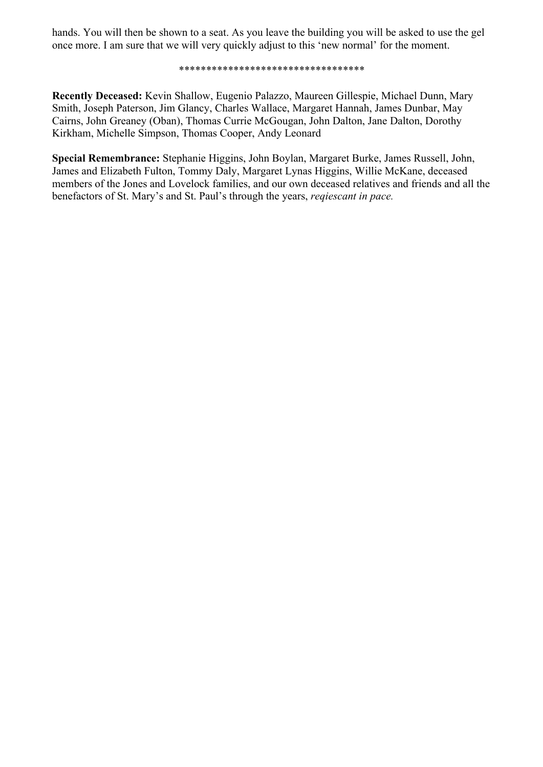hands. You will then be shown to a seat. As you leave the building you will be asked to use the gel once more. I am sure that we will very quickly adjust to this 'new normal' for the moment.

**********************************

**Recently Deceased:** Kevin Shallow, Eugenio Palazzo, Maureen Gillespie, Michael Dunn, Mary Smith, Joseph Paterson, Jim Glancy, Charles Wallace, Margaret Hannah, James Dunbar, May Cairns, John Greaney (Oban), Thomas Currie McGougan, John Dalton, Jane Dalton, Dorothy Kirkham, Michelle Simpson, Thomas Cooper, Andy Leonard

**Special Remembrance:** Stephanie Higgins, John Boylan, Margaret Burke, James Russell, John, James and Elizabeth Fulton, Tommy Daly, Margaret Lynas Higgins, Willie McKane, deceased members of the Jones and Lovelock families, and our own deceased relatives and friends and all the benefactors of St. Mary's and St. Paul's through the years, *reqiescant in pace.*